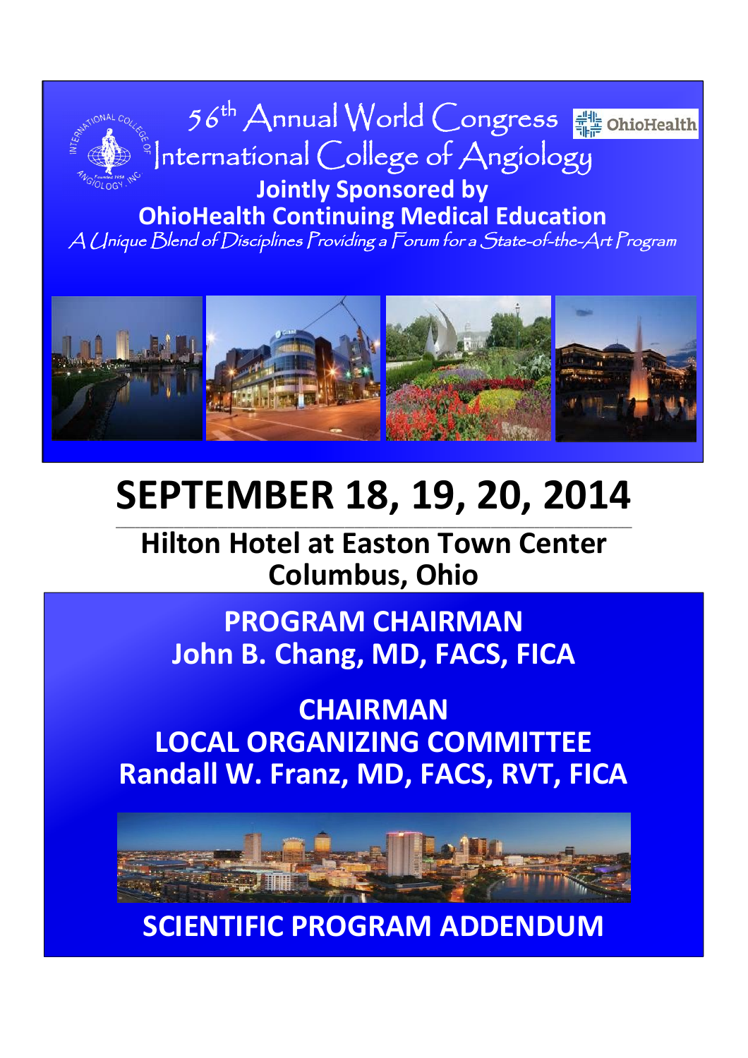# 56th Annual World Congress International College of Angiology

**Jointly Sponsored by**
**OhioHealth Continuing Medical Education**

*A Unique Blend of Disciplines Providing a Forum for a State-of-the-Art Program*

# SEPTEMBER 18, 19, 20, 2014

## Hilton Hotel at Easton Town Center
## Columbus, Ohio

## PROGRAM CHAIRMAN
## John B. Chang, MD, FACS, FICA

## CHAIRMAN
## LOCAL ORGANIZING COMMITTEE
## Randall W. Franz, MD, FACS, RVT, FICA

# SCIENTIFIC PROGRAM ADDENDUM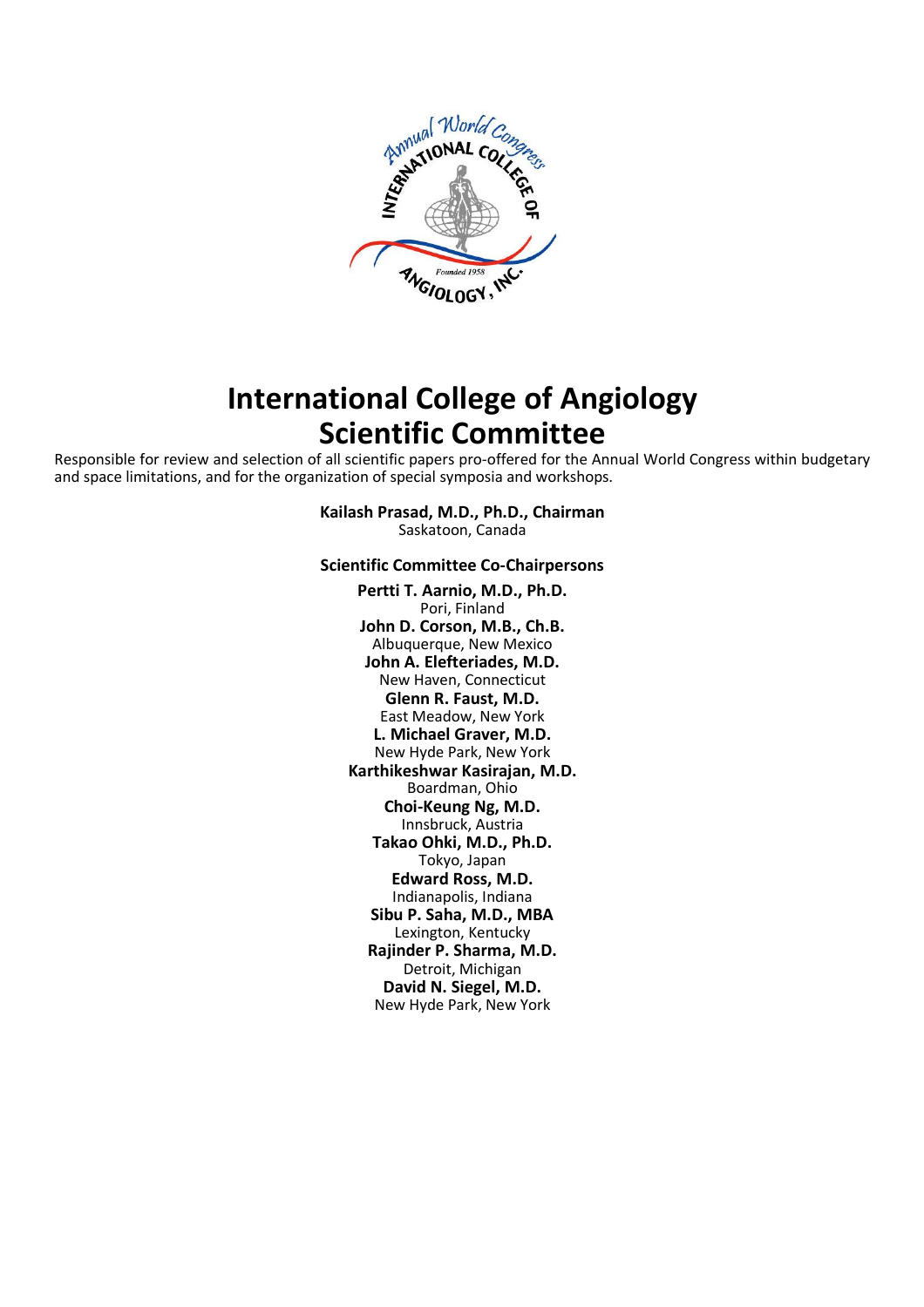# International College of Angiology Scientific Committee

Responsible for review and selection of all scientific papers pro-offered for the Annual World Congress within budgetary and space limitations, and for the organization of special symposia and workshops.

**Kailash Prasad, M.D., Ph.D., Chairman**
Saskatoon, Canada

**Scientific Committee Co-Chairpersons**

**Pertti T. Aarnio, M.D., Ph.D.**
Pori, Finland

**John D. Corson, M.B., Ch.B.**
Albuquerque, New Mexico

**John A. Elefteriades, M.D.**
New Haven, Connecticut

**Glenn R. Faust, M.D.**
East Meadow, New York

**L. Michael Graver, M.D.**
New Hyde Park, New York

**Karthikeshwar Kasirajan, M.D.**
Boardman, Ohio

**Choi-Keung Ng, M.D.**
Innsbruck, Austria

**Takao Ohki, M.D., Ph.D.**
Tokyo, Japan

**Edward Ross, M.D.**
Indianapolis, Indiana

**Sibu P. Saha, M.D., MBA**
Lexington, Kentucky

**Rajinder P. Sharma, M.D.**
Detroit, Michigan

**David N. Siegel, M.D.**
New Hyde Park, New York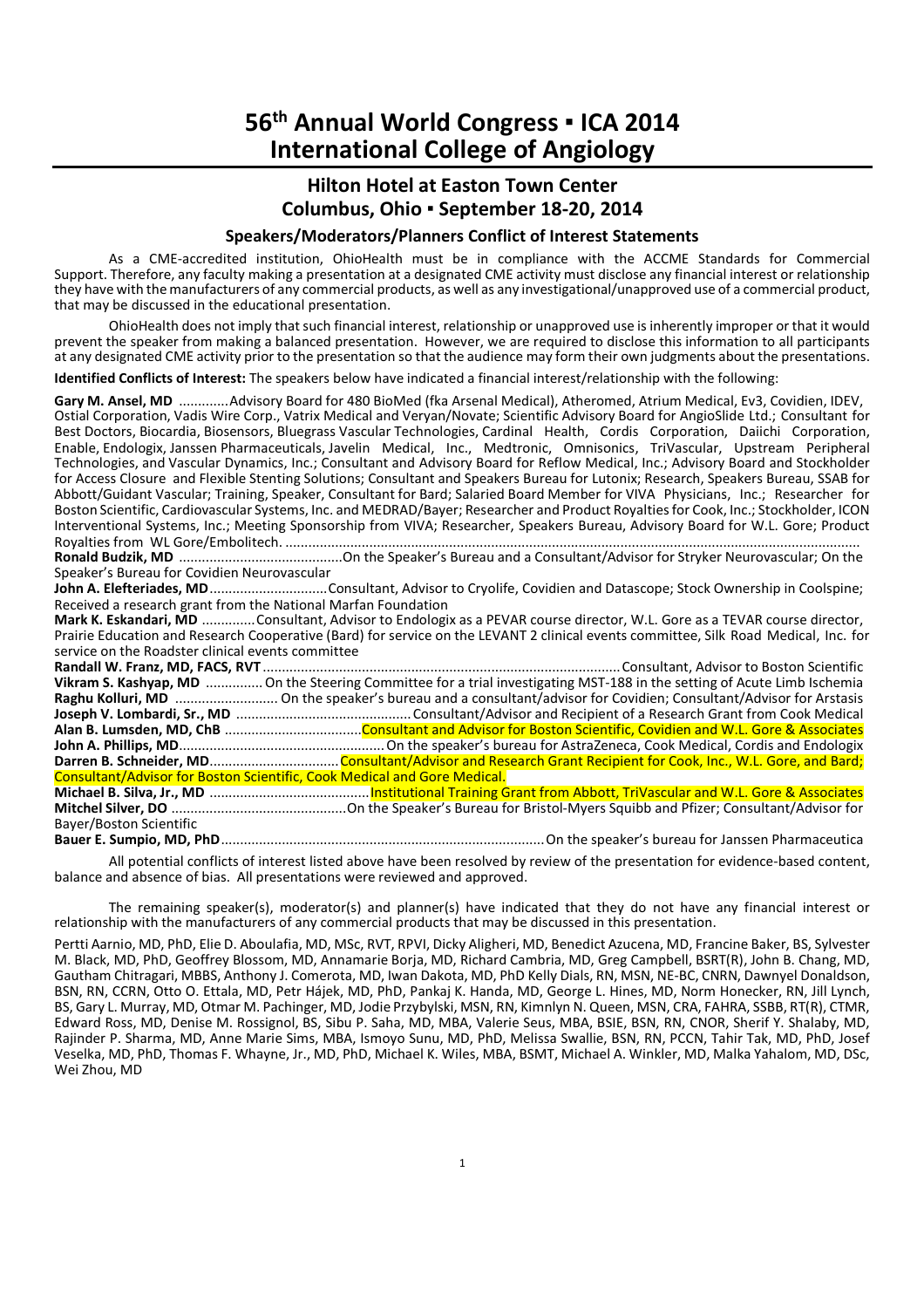# 56th Annual World Congress ▪ ICA 2014
# International College of Angiology

## Hilton Hotel at Easton Town Center
## Columbus, Ohio ▪ September 18-20, 2014

### Speakers/Moderators/Planners Conflict of Interest Statements

As a CME-accredited institution, OhioHealth must be in compliance with the ACCME Standards for Commercial Support. Therefore, any faculty making a presentation at a designated CME activity must disclose any financial interest or relationship they have with the manufacturers of any commercial products, as well as any investigational/unapproved use of a commercial product, that may be discussed in the educational presentation.

OhioHealth does not imply that such financial interest, relationship or unapproved use is inherently improper or that it would prevent the speaker from making a balanced presentation. However, we are required to disclose this information to all participants at any designated CME activity prior to the presentation so that the audience may form their own judgments about the presentations.

**Identified Conflicts of Interest:** The speakers below have indicated a financial interest/relationship with the following:

**Gary M. Ansel, MD** .............Advisory Board for 480 BioMed (fka Arsenal Medical), Atheromed, Atrium Medical, Ev3, Covidien, IDEV, Ostial Corporation, Vadis Wire Corp., Vatrix Medical and Veryan/Novate; Scientific Advisory Board for AngioSlide Ltd.; Consultant for Best Doctors, Biocardia, Biosensors, Bluegrass Vascular Technologies, Cardinal Health, Cordis Corporation, Daiichi Corporation, Enable, Endologix, Janssen Pharmaceuticals, Javelin Medical, Inc., Medtronic, Omnisonics, TriVascular, Upstream Peripheral Technologies, and Vascular Dynamics, Inc.; Consultant and Advisory Board for Reflow Medical, Inc.; Advisory Board and Stockholder for Access Closure and Flexible Stenting Solutions; Consultant and Speakers Bureau for Lutonix; Research, Speakers Bureau, SSAB for Abbott/Guidant Vascular; Training, Speaker, Consultant for Bard; Salaried Board Member for VIVA Physicians, Inc.; Researcher for Boston Scientific, Cardiovascular Systems, Inc. and MEDRAD/Bayer; Researcher and Product Royalties for Cook, Inc.; Stockholder, ICON Interventional Systems, Inc.; Meeting Sponsorship from VIVA; Researcher, Speakers Bureau, Advisory Board for W.L. Gore; Product Royalties from WL Gore/Embolitech. ....................................................................................................................................................

**Ronald Budzik, MD** ..........................................On the Speaker's Bureau and a Consultant/Advisor for Stryker Neurovascular; On the Speaker's Bureau for Covidien Neurovascular

**John A. Elefteriades, MD**..............................Consultant, Advisor to Cryolife, Covidien and Datascope; Stock Ownership in Coolspine; Received a research grant from the National Marfan Foundation

**Mark K. Eskandari, MD** .............Consultant, Advisor to Endologix as a PEVAR course director, W.L. Gore as a TEVAR course director, Prairie Education and Research Cooperative (Bard) for service on the LEVANT 2 clinical events committee, Silk Road Medical, Inc. for service on the Roadster clinical events committee

**Randall W. Franz, MD, FACS, RVT**............................................................................................Consultant, Advisor to Boston Scientific

**Vikram S. Kashyap, MD** ............... On the Steering Committee for a trial investigating MST-188 in the setting of Acute Limb Ischemia

**Raghu Kolluri, MD** ........................... On the speaker's bureau and a consultant/advisor for Covidien; Consultant/Advisor for Arstasis

**Joseph V. Lombardi, Sr., MD** .............................................Consultant/Advisor and Recipient of a Research Grant from Cook Medical

**Alan B. Lumsden, MD, ChB** ....................................Consultant and Advisor for Boston Scientific, Covidien and W.L. Gore & Associates

**John A. Phillips, MD**.....................................................On the speaker's bureau for AstraZeneca, Cook Medical, Cordis and Endologix

**Darren B. Schneider, MD**..................................Consultant/Advisor and Research Grant Recipient for Cook, Inc., W.L. Gore, and Bard; Consultant/Advisor for Boston Scientific, Cook Medical and Gore Medical.

**Michael B. Silva, Jr., MD** ..........................................Institutional Training Grant from Abbott, TriVascular and W.L. Gore & Associates

**Mitchel Silver, DO** .............................................On the Speaker's Bureau for Bristol-Myers Squibb and Pfizer; Consultant/Advisor for Bayer/Boston Scientific

**Bauer E. Sumpio, MD, PhD**....................................................................................On the speaker's bureau for Janssen Pharmaceutica

All potential conflicts of interest listed above have been resolved by review of the presentation for evidence-based content, balance and absence of bias. All presentations were reviewed and approved.

The remaining speaker(s), moderator(s) and planner(s) have indicated that they do not have any financial interest or relationship with the manufacturers of any commercial products that may be discussed in this presentation.

Pertti Aarnio, MD, PhD, Elie D. Aboulafia, MD, MSc, RVT, RPVI, Dicky Aligheri, MD, Benedict Azucena, MD, Francine Baker, BS, Sylvester M. Black, MD, PhD, Geoffrey Blossom, MD, Annamarie Borja, MD, Richard Cambria, MD, Greg Campbell, BSRT(R), John B. Chang, MD, Gautham Chitragari, MBBS, Anthony J. Comerota, MD, Iwan Dakota, MD, PhD Kelly Dials, RN, MSN, NE-BC, CNRN, Dawnyel Donaldson, BSN, RN, CCRN, Otto O. Ettala, MD, Petr Hájek, MD, PhD, Pankaj K. Handa, MD, George L. Hines, MD, Norm Honecker, RN, Jill Lynch, BS, Gary L. Murray, MD, Otmar M. Pachinger, MD, Jodie Przybylski, MSN, RN, Kimnlyn N. Queen, MSN, CRA, FAHRA, SSBB, RT(R), CTMR, Edward Ross, MD, Denise M. Rossignol, BS, Sibu P. Saha, MD, MBA, Valerie Seus, MBA, BSIE, BSN, RN, CNOR, Sherif Y. Shalaby, MD, Rajinder P. Sharma, MD, Anne Marie Sims, MBA, Ismoyo Sunu, MD, PhD, Melissa Swallie, BSN, RN, PCCN, Tahir Tak, MD, PhD, Josef Veselka, MD, PhD, Thomas F. Whayne, Jr., MD, PhD, Michael K. Wiles, MBA, BSMT, Michael A. Winkler, MD, Malka Yahalom, MD, DSc, Wei Zhou, MD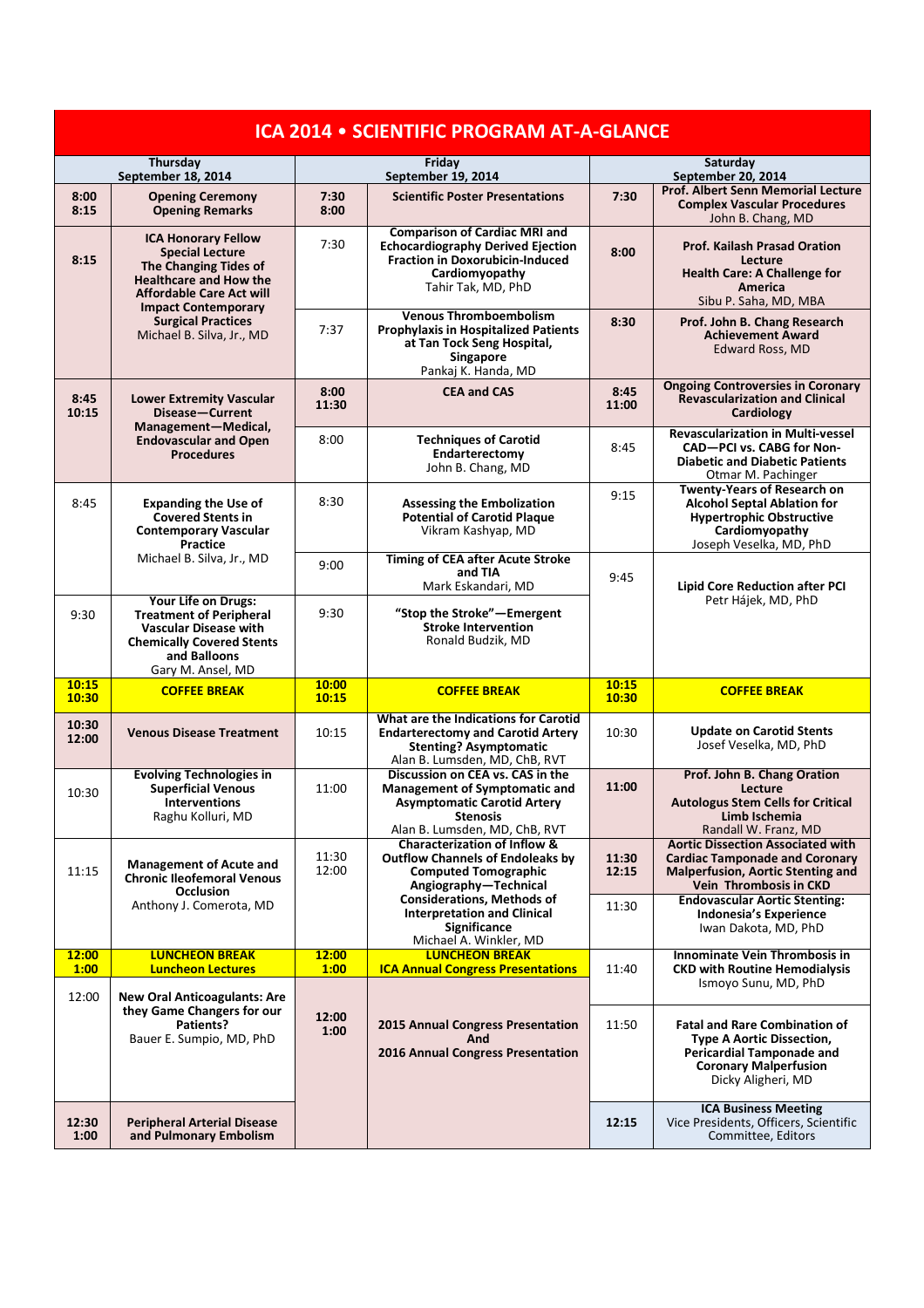# ICA 2014 • SCIENTIFIC PROGRAM AT-A-GLANCE

| Thursday September 18, 2014 | | Friday September 19, 2014 | | Saturday September 20, 2014 | |
|---|---|---|---|---|---|
| **8:00 8:15** | **Opening Ceremony Opening Remarks** | **7:30 8:00** | **Scientific Poster Presentations** | **7:30** | **Prof. Albert Senn Memorial Lecture Complex Vascular Procedures** John B. Chang, MD |
| **8:15** | **ICA Honorary Fellow Special Lecture The Changing Tides of Healthcare and How the Affordable Care Act will Impact Contemporary Surgical Practices** Michael B. Silva, Jr., MD | 7:30 | **Comparison of Cardiac MRI and Echocardiography Derived Ejection Fraction in Doxorubicin-Induced Cardiomyopathy** Tahir Tak, MD, PhD | **8:00** | **Prof. Kailash Prasad Oration Lecture Health Care: A Challenge for America** Sibu P. Saha, MD, MBA |
| | | 7:37 | **Venous Thromboembolism Prophylaxis in Hospitalized Patients at Tan Tock Seng Hospital, Singapore** Pankaj K. Handa, MD | **8:30** | **Prof. John B. Chang Research Achievement Award** Edward Ross, MD |
| **8:45 10:15** | **Lower Extremity Vascular Disease—Current Management—Medical, Endovascular and Open Procedures** | **8:00 11:30** | **CEA and CAS** | **8:45 11:00** | **Ongoing Controversies in Coronary Revascularization and Clinical Cardiology** |
| | | 8:00 | **Techniques of Carotid Endarterectomy** John B. Chang, MD | 8:45 | **Revascularization in Multi-vessel CAD—PCI vs. CABG for Non-Diabetic and Diabetic Patients** Otmar M. Pachinger |
| 8:45 | **Expanding the Use of Covered Stents in Contemporary Vascular Practice** Michael B. Silva, Jr., MD | 8:30 | **Assessing the Embolization Potential of Carotid Plaque** Vikram Kashyap, MD | 9:15 | **Twenty-Years of Research on Alcohol Septal Ablation for Hypertrophic Obstructive Cardiomyopathy** Joseph Veselka, MD, PhD |
| | | 9:00 | **Timing of CEA after Acute Stroke and TIA** Mark Eskandari, MD | 9:45 | **Lipid Core Reduction after PCI** Petr Hájek, MD, PhD |
| 9:30 | **Your Life on Drugs: Treatment of Peripheral Vascular Disease with Chemically Covered Stents and Balloons** Gary M. Ansel, MD | 9:30 | **"Stop the Stroke"—Emergent Stroke Intervention** Ronald Budzik, MD | | |
| **10:15 10:30** | **COFFEE BREAK** | **10:00 10:15** | **COFFEE BREAK** | **10:15 10:30** | **COFFEE BREAK** |
| **10:30 12:00** | **Venous Disease Treatment** | 10:15 | **What are the Indications for Carotid Endarterectomy and Carotid Artery Stenting? Asymptomatic** Alan B. Lumsden, MD, ChB, RVT | 10:30 | **Update on Carotid Stents** Josef Veselka, MD, PhD |
| 10:30 | **Evolving Technologies in Superficial Venous Interventions** Raghu Kolluri, MD | 11:00 | **Discussion on CEA vs. CAS in the Management of Symptomatic and Asymptomatic Carotid Artery Stenosis** Alan B. Lumsden, MD, ChB, RVT | **11:00** | **Prof. John B. Chang Oration Lecture Autologus Stem Cells for Critical Limb Ischemia** Randall W. Franz, MD |
| 11:15 | **Management of Acute and Chronic Ileofemoral Venous Occlusion** Anthony J. Comerota, MD | 11:30 12:00 | **Characterization of Inflow & Outflow Channels of Endoleaks by Computed Tomographic Angiography—Technical Considerations, Methods of Interpretation and Clinical Significance** Michael A. Winkler, MD | **11:30 12:15** | **Aortic Dissection Associated with Cardiac Tamponade and Coronary Malperfusion, Aortic Stenting and Vein Thrombosis in CKD** |
| | | | | 11:30 | **Endovascular Aortic Stenting: Indonesia's Experience** Iwan Dakota, MD, PhD |
| **12:00 1:00** | **LUNCHEON BREAK Luncheon Lectures** | **12:00 1:00** | **LUNCHEON BREAK ICA Annual Congress Presentations** | 11:40 | **Innominate Vein Thrombosis in CKD with Routine Hemodialysis** Ismoyo Sunu, MD, PhD |
| 12:00 | **New Oral Anticoagulants: Are they Game Changers for our Patients?** Bauer E. Sumpio, MD, PhD | **12:00 1:00** | **2015 Annual Congress Presentation And 2016 Annual Congress Presentation** | 11:50 | **Fatal and Rare Combination of Type A Aortic Dissection, Pericardial Tamponade and Coronary Malperfusion** Dicky Aligheri, MD |
| **12:30 1:00** | **Peripheral Arterial Disease and Pulmonary Embolism** | | | **12:15** | **ICA Business Meeting** Vice Presidents, Officers, Scientific Committee, Editors |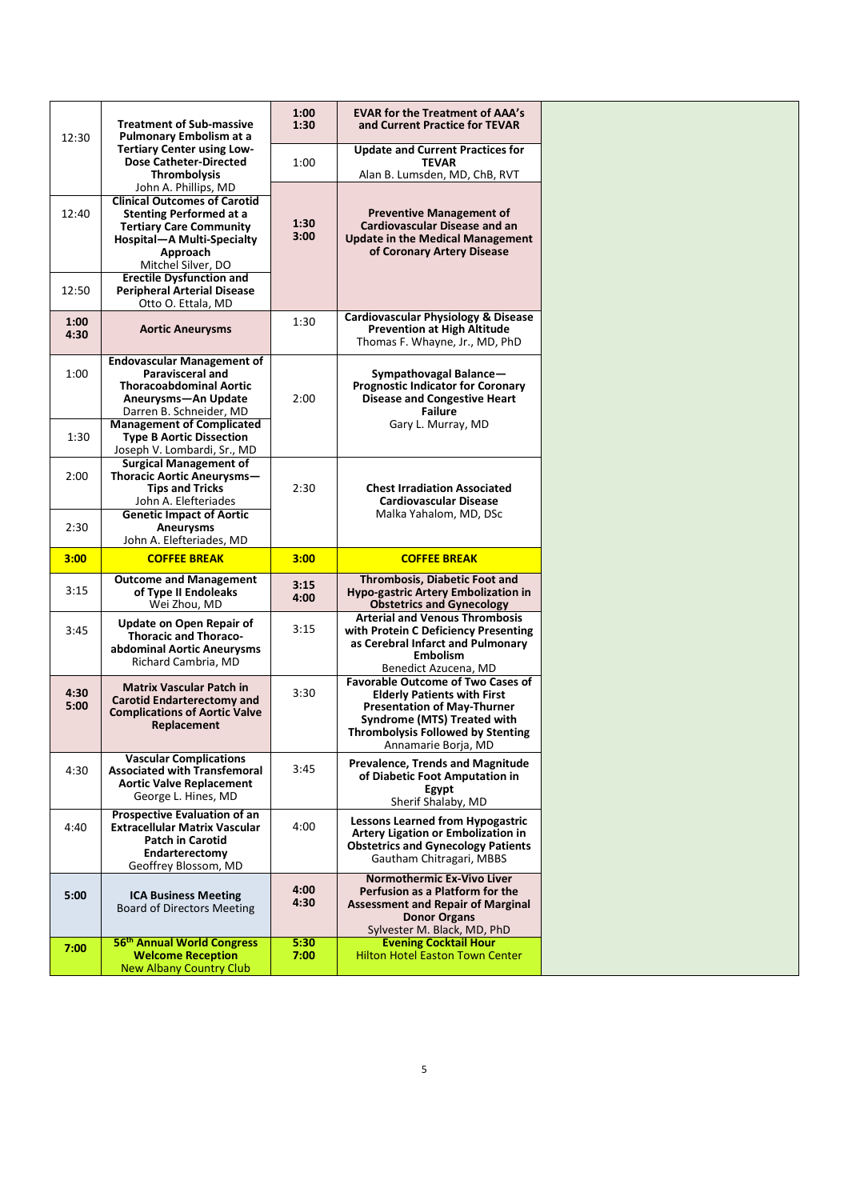| Time | Session | Time | Session |
|---|---|---|---|
| 12:30 | **Treatment of Sub-massive Pulmonary Embolism at a Tertiary Center using Low-Dose Catheter-Directed Thrombolysis** John A. Phillips, MD | **1:00 1:30** | **EVAR for the Treatment of AAA's and Current Practice for TEVAR** |
| | | 1:00 | **Update and Current Practices for TEVAR** Alan B. Lumsden, MD, ChB, RVT |
| 12:40 | **Clinical Outcomes of Carotid Stenting Performed at a Tertiary Care Community Hospital—A Multi-Specialty Approach** Mitchel Silver, DO | **1:30 3:00** | **Preventive Management of Cardiovascular Disease and an Update in the Medical Management of Coronary Artery Disease** |
| 12:50 | **Erectile Dysfunction and Peripheral Arterial Disease** Otto O. Ettala, MD | | |
| **1:00 4:30** | **Aortic Aneurysms** | 1:30 | **Cardiovascular Physiology & Disease Prevention at High Altitude** Thomas F. Whayne, Jr., MD, PhD |
| 1:00 | **Endovascular Management of Paravisceral and Thoracoabdominal Aortic Aneurysms—An Update** Darren B. Schneider, MD | 2:00 | **Sympathovagal Balance—Prognostic Indicator for Coronary Disease and Congestive Heart Failure** Gary L. Murray, MD |
| 1:30 | **Management of Complicated Type B Aortic Dissection** Joseph V. Lombardi, Sr., MD | | |
| 2:00 | **Surgical Management of Thoracic Aortic Aneurysms—Tips and Tricks** John A. Elefteriades | 2:30 | **Chest Irradiation Associated Cardiovascular Disease** Malka Yahalom, MD, DSc |
| 2:30 | **Genetic Impact of Aortic Aneurysms** John A. Elefteriades, MD | | |
| **3:00** | **COFFEE BREAK** | **3:00** | **COFFEE BREAK** |
| 3:15 | **Outcome and Management of Type II Endoleaks** Wei Zhou, MD | **3:15 4:00** | **Thrombosis, Diabetic Foot and Hypo-gastric Artery Embolization in Obstetrics and Gynecology** |
| 3:45 | **Update on Open Repair of Thoracic and Thoraco-abdominal Aortic Aneurysms** Richard Cambria, MD | 3:15 | **Arterial and Venous Thrombosis with Protein C Deficiency Presenting as Cerebral Infarct and Pulmonary Embolism** Benedict Azucena, MD |
| **4:30 5:00** | **Matrix Vascular Patch in Carotid Endarterectomy and Complications of Aortic Valve Replacement** | 3:30 | **Favorable Outcome of Two Cases of Elderly Patients with First Presentation of May-Thurner Syndrome (MTS) Treated with Thrombolysis Followed by Stenting** Annamarie Borja, MD |
| 4:30 | **Vascular Complications Associated with Transfemoral Aortic Valve Replacement** George L. Hines, MD | 3:45 | **Prevalence, Trends and Magnitude of Diabetic Foot Amputation in Egypt** Sherif Shalaby, MD |
| 4:40 | **Prospective Evaluation of an Extracellular Matrix Vascular Patch in Carotid Endarterectomy** Geoffrey Blossom, MD | 4:00 | **Lessons Learned from Hypogastric Artery Ligation or Embolization in Obstetrics and Gynecology Patients** Gautham Chitragari, MBBS |
| **5:00** | **ICA Business Meeting** Board of Directors Meeting | **4:00 4:30** | **Normothermic Ex-Vivo Liver Perfusion as a Platform for the Assessment and Repair of Marginal Donor Organs** Sylvester M. Black, MD, PhD |
| **7:00** | **56th Annual World Congress Welcome Reception** New Albany Country Club | **5:30 7:00** | **Evening Cocktail Hour** Hilton Hotel Easton Town Center |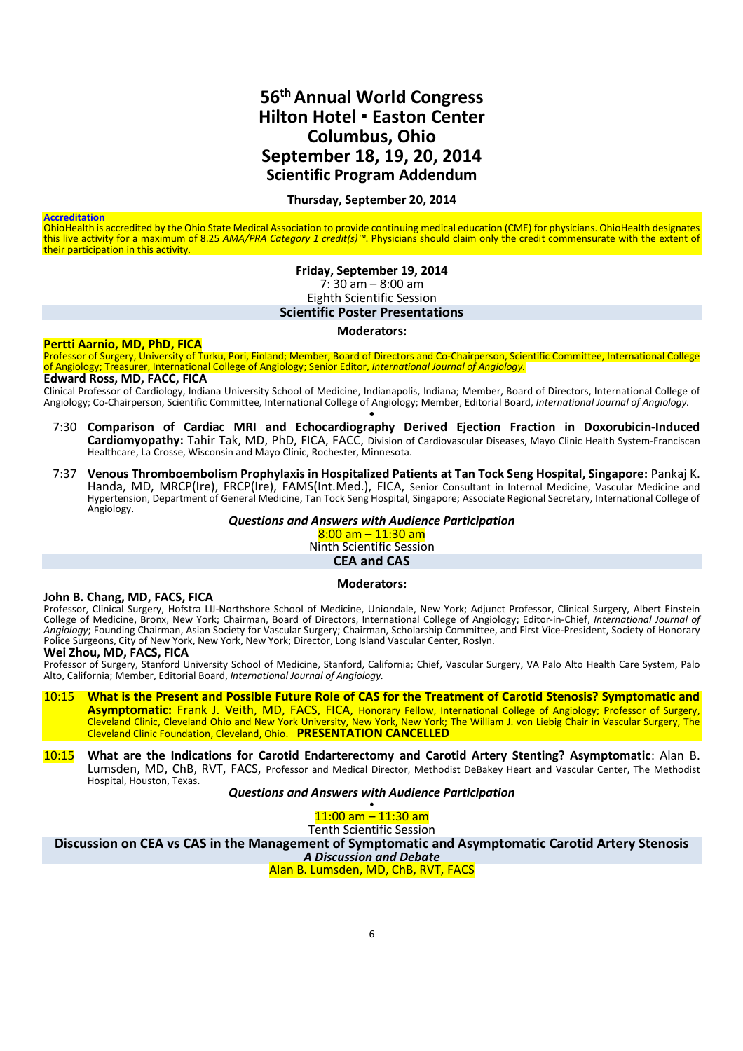# 56th Annual World Congress
# Hilton Hotel ▪ Easton Center
# Columbus, Ohio
# September 18, 19, 20, 2014
## Scientific Program Addendum

**Thursday, September 20, 2014**

**Accreditation**
OhioHealth is accredited by the Ohio State Medical Association to provide continuing medical education (CME) for physicians. OhioHealth designates this live activity for a maximum of 8.25 *AMA/PRA Category 1 credit(s)™*. Physicians should claim only the credit commensurate with the extent of their participation in this activity.

**Friday, September 19, 2014**
7: 30 am – 8:00 am
Eighth Scientific Session

### Scientific Poster Presentations

**Moderators:**

**Pertti Aarnio, MD, PhD, FICA**
Professor of Surgery, University of Turku, Pori, Finland; Member, Board of Directors and Co-Chairperson, Scientific Committee, International College of Angiology; Treasurer, International College of Angiology; Senior Editor, *International Journal of Angiology.*

**Edward Ross, MD, FACC, FICA**
Clinical Professor of Cardiology, Indiana University School of Medicine, Indianapolis, Indiana; Member, Board of Directors, International College of Angiology; Co-Chairperson, Scientific Committee, International College of Angiology; Member, Editorial Board, *International Journal of Angiology.*

•

7:30 **Comparison of Cardiac MRI and Echocardiography Derived Ejection Fraction in Doxorubicin-Induced Cardiomyopathy:** Tahir Tak, MD, PhD, FICA, FACC, Division of Cardiovascular Diseases, Mayo Clinic Health System-Franciscan Healthcare, La Crosse, Wisconsin and Mayo Clinic, Rochester, Minnesota.

7:37 **Venous Thromboembolism Prophylaxis in Hospitalized Patients at Tan Tock Seng Hospital, Singapore:** Pankaj K. Handa, MD, MRCP(Ire), FRCP(Ire), FAMS(Int.Med.), FICA, Senior Consultant in Internal Medicine, Vascular Medicine and Hypertension, Department of General Medicine, Tan Tock Seng Hospital, Singapore; Associate Regional Secretary, International College of Angiology.

***Questions and Answers with Audience Participation***

8:00 am – 11:30 am
Ninth Scientific Session

### CEA and CAS

**Moderators:**

**John B. Chang, MD, FACS, FICA**
Professor, Clinical Surgery, Hofstra LIJ-Northshore School of Medicine, Uniondale, New York; Adjunct Professor, Clinical Surgery, Albert Einstein College of Medicine, Bronx, New York; Chairman, Board of Directors, International College of Angiology; Editor-in-Chief, *International Journal of Angiology*; Founding Chairman, Asian Society for Vascular Surgery; Chairman, Scholarship Committee, and First Vice-President, Society of Honorary Police Surgeons, City of New York, New York, New York; Director, Long Island Vascular Center, Roslyn.

**Wei Zhou, MD, FACS, FICA**
Professor of Surgery, Stanford University School of Medicine, Stanford, California; Chief, Vascular Surgery, VA Palo Alto Health Care System, Palo Alto, California; Member, Editorial Board, *International Journal of Angiology.*

10:15 **What is the Present and Possible Future Role of CAS for the Treatment of Carotid Stenosis? Symptomatic and Asymptomatic:** Frank J. Veith, MD, FACS, FICA, Honorary Fellow, International College of Angiology; Professor of Surgery, Cleveland Clinic, Cleveland Ohio and New York University, New York, New York; The William J. von Liebig Chair in Vascular Surgery, The Cleveland Clinic Foundation, Cleveland, Ohio. **PRESENTATION CANCELLED**

10:15 **What are the Indications for Carotid Endarterectomy and Carotid Artery Stenting? Asymptomatic**: Alan B. Lumsden, MD, ChB, RVT, FACS, Professor and Medical Director, Methodist DeBakey Heart and Vascular Center, The Methodist Hospital, Houston, Texas.

***Questions and Answers with Audience Participation***

•

11:00 am – 11:30 am
Tenth Scientific Session

### Discussion on CEA vs CAS in the Management of Symptomatic and Asymptomatic Carotid Artery Stenosis

***A Discussion and Debate***

Alan B. Lumsden, MD, ChB, RVT, FACS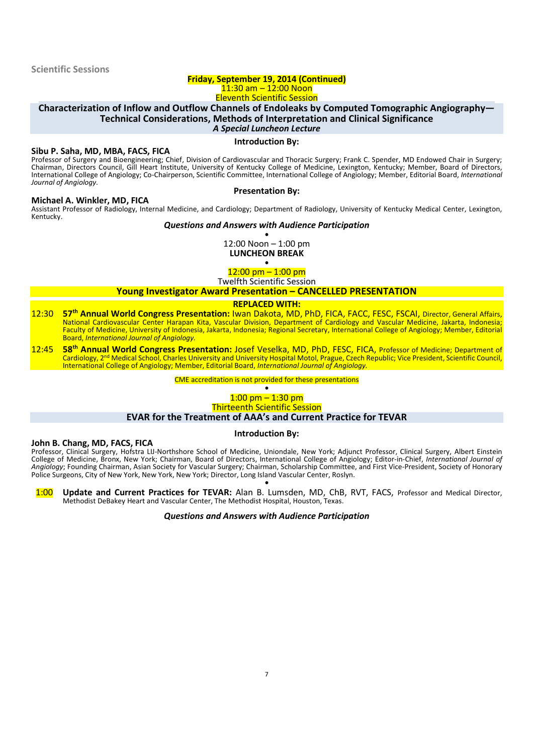Scientific Sessions

**Friday, September 19, 2014 (Continued)**

11:30 am – 12:00 Noon

Eleventh Scientific Session

## Characterization of Inflow and Outflow Channels of Endoleaks by Computed Tomographic Angiography—Technical Considerations, Methods of Interpretation and Clinical Significance

***A Special Luncheon Lecture***

**Introduction By:**

**Sibu P. Saha, MD, MBA, FACS, FICA**
Professor of Surgery and Bioengineering; Chief, Division of Cardiovascular and Thoracic Surgery; Frank C. Spender, MD Endowed Chair in Surgery; Chairman, Directors Council, Gill Heart Institute, University of Kentucky College of Medicine, Lexington, Kentucky; Member, Board of Directors, International College of Angiology; Co-Chairperson, Scientific Committee, International College of Angiology; Member, Editorial Board, *International Journal of Angiology.*

**Presentation By:**

**Michael A. Winkler, MD, FICA**
Assistant Professor of Radiology, Internal Medicine, and Cardiology; Department of Radiology, University of Kentucky Medical Center, Lexington, Kentucky.

***Questions and Answers with Audience Participation***

•

12:00 Noon – 1:00 pm

**LUNCHEON BREAK**

•

12:00 pm – 1:00 pm

Twelfth Scientific Session

## Young Investigator Award Presentation – CANCELLED PRESENTATION

**REPLACED WITH:**

12:30 **57th Annual World Congress Presentation:** Iwan Dakota, MD, PhD, FICA, FACC, FESC, FSCAI, Director, General Affairs, National Cardiovascular Center Harapan Kita, Vascular Division, Department of Cardiology and Vascular Medicine, Jakarta, Indonesia; Faculty of Medicine, University of Indonesia, Jakarta, Indonesia; Regional Secretary, International College of Angiology; Member, Editorial Board, *International Journal of Angiology.*

12:45 **58th Annual World Congress Presentation:** Josef Veselka, MD, PhD, FESC, FICA, Professor of Medicine; Department of Cardiology, 2nd Medical School, Charles University and University Hospital Motol, Prague, Czech Republic; Vice President, Scientific Council, International College of Angiology; Member, Editorial Board, *International Journal of Angiology.*

CME accreditation is not provided for these presentations

•

1:00 pm – 1:30 pm

Thirteenth Scientific Session

## EVAR for the Treatment of AAA's and Current Practice for TEVAR

**Introduction By:**

**John B. Chang, MD, FACS, FICA**
Professor, Clinical Surgery, Hofstra LIJ-Northshore School of Medicine, Uniondale, New York; Adjunct Professor, Clinical Surgery, Albert Einstein College of Medicine, Bronx, New York; Chairman, Board of Directors, International College of Angiology; Editor-in-Chief, *International Journal of Angiology*; Founding Chairman, Asian Society for Vascular Surgery; Chairman, Scholarship Committee, and First Vice-President, Society of Honorary Police Surgeons, City of New York, New York, New York; Director, Long Island Vascular Center, Roslyn.

•

1:00 **Update and Current Practices for TEVAR:** Alan B. Lumsden, MD, ChB, RVT, FACS, Professor and Medical Director, Methodist DeBakey Heart and Vascular Center, The Methodist Hospital, Houston, Texas.

***Questions and Answers with Audience Participation***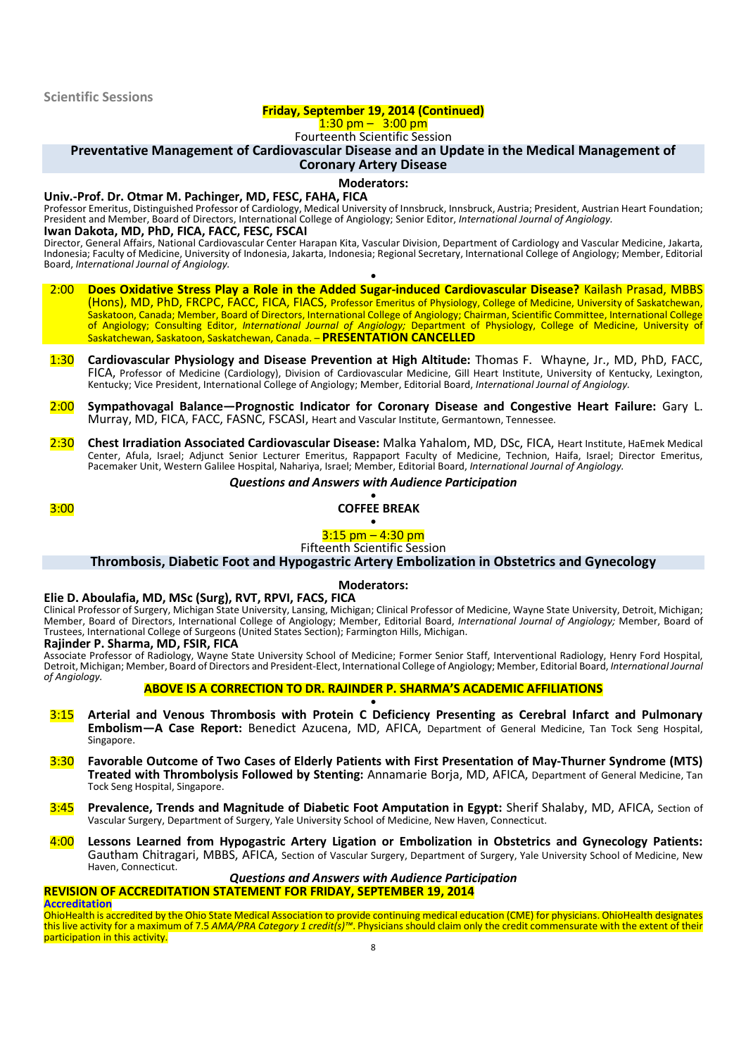Scientific Sessions

**Friday, September 19, 2014 (Continued)**

1:30 pm – 3:00 pm

Fourteenth Scientific Session

## Preventative Management of Cardiovascular Disease and an Update in the Medical Management of Coronary Artery Disease

**Moderators:**

**Univ.-Prof. Dr. Otmar M. Pachinger, MD, FESC, FAHA, FICA**
Professor Emeritus, Distinguished Professor of Cardiology, Medical University of Innsbruck, Innsbruck, Austria; President, Austrian Heart Foundation; President and Member, Board of Directors, International College of Angiology; Senior Editor, *International Journal of Angiology.*

**Iwan Dakota, MD, PhD, FICA, FACC, FESC, FSCAI**
Director, General Affairs, National Cardiovascular Center Harapan Kita, Vascular Division, Department of Cardiology and Vascular Medicine, Jakarta, Indonesia; Faculty of Medicine, University of Indonesia, Jakarta, Indonesia; Regional Secretary, International College of Angiology; Member, Editorial Board, *International Journal of Angiology.*

•

2:00 **Does Oxidative Stress Play a Role in the Added Sugar-induced Cardiovascular Disease?** Kailash Prasad, MBBS (Hons), MD, PhD, FRCPC, FACC, FICA, FIACS, Professor Emeritus of Physiology, College of Medicine, University of Saskatchewan, Saskatoon, Canada; Member, Board of Directors, International College of Angiology; Chairman, Scientific Committee, International College of Angiology; Consulting Editor, *International Journal of Angiology;* Department of Physiology, College of Medicine, University of Saskatchewan, Saskatoon, Saskatchewan, Canada. – **PRESENTATION CANCELLED**

1:30 **Cardiovascular Physiology and Disease Prevention at High Altitude:** Thomas F. Whayne, Jr., MD, PhD, FACC, FICA, Professor of Medicine (Cardiology), Division of Cardiovascular Medicine, Gill Heart Institute, University of Kentucky, Lexington, Kentucky; Vice President, International College of Angiology; Member, Editorial Board, *International Journal of Angiology.*

2:00 **Sympathovagal Balance—Prognostic Indicator for Coronary Disease and Congestive Heart Failure:** Gary L. Murray, MD, FICA, FACC, FASNC, FSCASI, Heart and Vascular Institute, Germantown, Tennessee.

2:30 **Chest Irradiation Associated Cardiovascular Disease:** Malka Yahalom, MD, DSc, FICA, Heart Institute, HaEmek Medical Center, Afula, Israel; Adjunct Senior Lecturer Emeritus, Rappaport Faculty of Medicine, Technion, Haifa, Israel; Director Emeritus, Pacemaker Unit, Western Galilee Hospital, Nahariya, Israel; Member, Editorial Board, *International Journal of Angiology.*

***Questions and Answers with Audience Participation***

•

3:00 **COFFEE BREAK**

•

3:15 pm – 4:30 pm

Fifteenth Scientific Session

## Thrombosis, Diabetic Foot and Hypogastric Artery Embolization in Obstetrics and Gynecology

**Moderators:**

**Elie D. Aboulafia, MD, MSc (Surg), RVT, RPVI, FACS, FICA**
Clinical Professor of Surgery, Michigan State University, Lansing, Michigan; Clinical Professor of Medicine, Wayne State University, Detroit, Michigan; Member, Board of Directors, International College of Angiology; Member, Editorial Board, *International Journal of Angiology;* Member, Board of Trustees, International College of Surgeons (United States Section); Farmington Hills, Michigan.

**Rajinder P. Sharma, MD, FSIR, FICA**
Associate Professor of Radiology, Wayne State University School of Medicine; Former Senior Staff, Interventional Radiology, Henry Ford Hospital, Detroit, Michigan; Member, Board of Directors and President-Elect, International College of Angiology; Member, Editorial Board, *International Journal of Angiology.*

**ABOVE IS A CORRECTION TO DR. RAJINDER P. SHARMA'S ACADEMIC AFFILIATIONS**

•

3:15 **Arterial and Venous Thrombosis with Protein C Deficiency Presenting as Cerebral Infarct and Pulmonary Embolism—A Case Report:** Benedict Azucena, MD, AFICA, Department of General Medicine, Tan Tock Seng Hospital, Singapore.

3:30 **Favorable Outcome of Two Cases of Elderly Patients with First Presentation of May-Thurner Syndrome (MTS) Treated with Thrombolysis Followed by Stenting:** Annamarie Borja, MD, AFICA, Department of General Medicine, Tan Tock Seng Hospital, Singapore.

3:45 **Prevalence, Trends and Magnitude of Diabetic Foot Amputation in Egypt:** Sherif Shalaby, MD, AFICA, Section of Vascular Surgery, Department of Surgery, Yale University School of Medicine, New Haven, Connecticut.

4:00 **Lessons Learned from Hypogastric Artery Ligation or Embolization in Obstetrics and Gynecology Patients:** Gautham Chitragari, MBBS, AFICA, Section of Vascular Surgery, Department of Surgery, Yale University School of Medicine, New Haven, Connecticut.

***Questions and Answers with Audience Participation***

**REVISION OF ACCREDITATION STATEMENT FOR FRIDAY, SEPTEMBER 19, 2014**

**Accreditation**

OhioHealth is accredited by the Ohio State Medical Association to provide continuing medical education (CME) for physicians. OhioHealth designates this live activity for a maximum of 7.5 *AMA/PRA Category 1 credit(s)™*. Physicians should claim only the credit commensurate with the extent of their participation in this activity.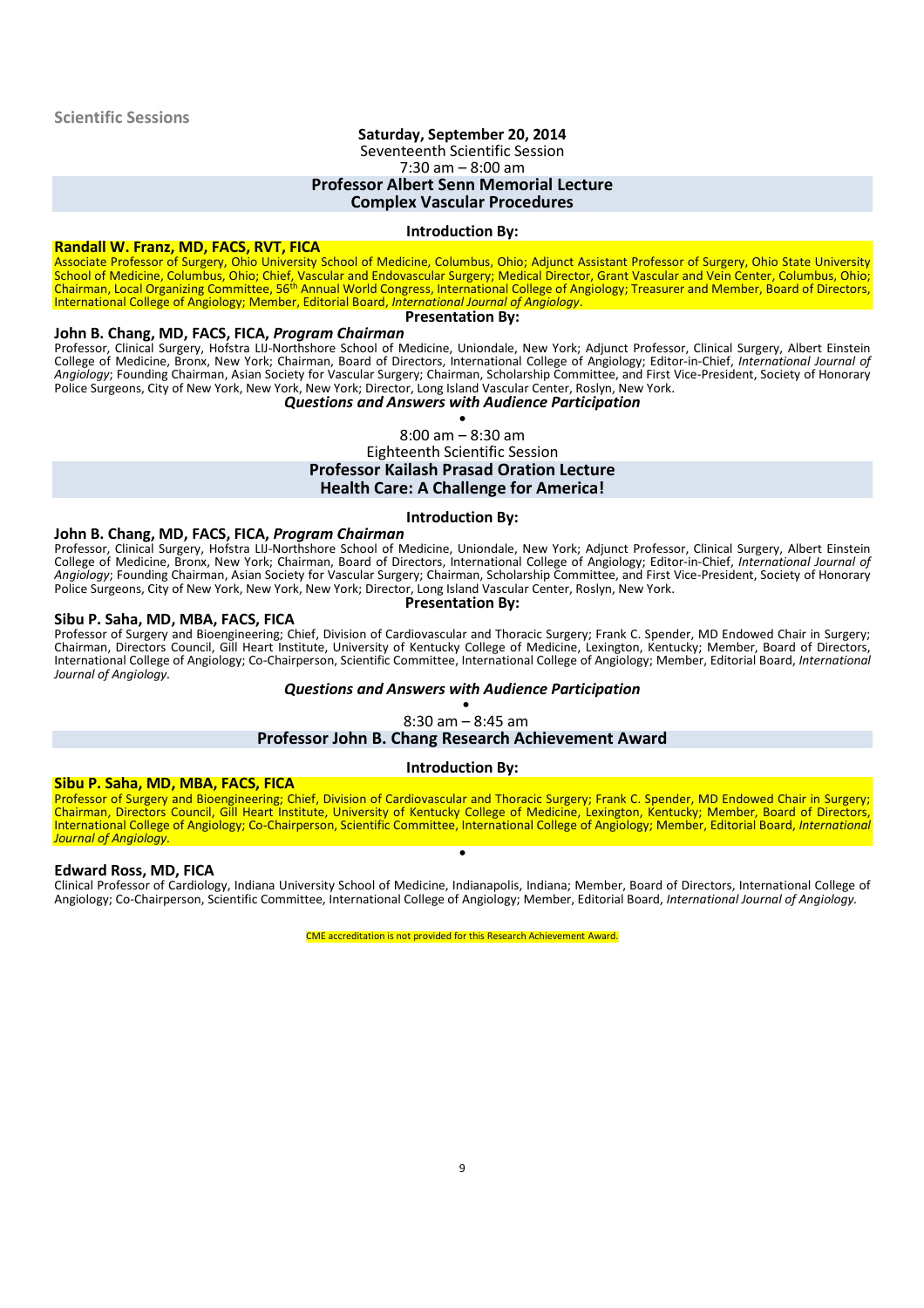Scientific Sessions

**Saturday, September 20, 2014**

Seventeenth Scientific Session

7:30 am – 8:00 am

## Professor Albert Senn Memorial Lecture
## Complex Vascular Procedures

**Introduction By:**

**Randall W. Franz, MD, FACS, RVT, FICA**

Associate Professor of Surgery, Ohio University School of Medicine, Columbus, Ohio; Adjunct Assistant Professor of Surgery, Ohio State University School of Medicine, Columbus, Ohio; Chief, Vascular and Endovascular Surgery; Medical Director, Grant Vascular and Vein Center, Columbus, Ohio; Chairman, Local Organizing Committee, 56th Annual World Congress, International College of Angiology; Treasurer and Member, Board of Directors, International College of Angiology; Member, Editorial Board, *International Journal of Angiology*.

**Presentation By:**

**John B. Chang, MD, FACS, FICA, *Program Chairman***

Professor, Clinical Surgery, Hofstra LIJ-Northshore School of Medicine, Uniondale, New York; Adjunct Professor, Clinical Surgery, Albert Einstein College of Medicine, Bronx, New York; Chairman, Board of Directors, International College of Angiology; Editor-in-Chief, *International Journal of Angiology*; Founding Chairman, Asian Society for Vascular Surgery; Chairman, Scholarship Committee, and First Vice-President, Society of Honorary Police Surgeons, City of New York, New York, New York; Director, Long Island Vascular Center, Roslyn, New York.

***Questions and Answers with Audience Participation***

•

8:00 am – 8:30 am

Eighteenth Scientific Session

## Professor Kailash Prasad Oration Lecture
## Health Care: A Challenge for America!

**Introduction By:**

**John B. Chang, MD, FACS, FICA, *Program Chairman***

Professor, Clinical Surgery, Hofstra LIJ-Northshore School of Medicine, Uniondale, New York; Adjunct Professor, Clinical Surgery, Albert Einstein College of Medicine, Bronx, New York; Chairman, Board of Directors, International College of Angiology; Editor-in-Chief, *International Journal of Angiology*; Founding Chairman, Asian Society for Vascular Surgery; Chairman, Scholarship Committee, and First Vice-President, Society of Honorary Police Surgeons, City of New York, New York, New York; Director, Long Island Vascular Center, Roslyn, New York.

**Presentation By:**

**Sibu P. Saha, MD, MBA, FACS, FICA**

Professor of Surgery and Bioengineering; Chief, Division of Cardiovascular and Thoracic Surgery; Frank C. Spender, MD Endowed Chair in Surgery; Chairman, Directors Council, Gill Heart Institute, University of Kentucky College of Medicine, Lexington, Kentucky; Member, Board of Directors, International College of Angiology; Co-Chairperson, Scientific Committee, International College of Angiology; Member, Editorial Board, *International Journal of Angiology.*

***Questions and Answers with Audience Participation***

•

8:30 am – 8:45 am

## Professor John B. Chang Research Achievement Award

**Introduction By:**

**Sibu P. Saha, MD, MBA, FACS, FICA**

Professor of Surgery and Bioengineering; Chief, Division of Cardiovascular and Thoracic Surgery; Frank C. Spender, MD Endowed Chair in Surgery; Chairman, Directors Council, Gill Heart Institute, University of Kentucky College of Medicine, Lexington, Kentucky; Member, Board of Directors, International College of Angiology; Co-Chairperson, Scientific Committee, International College of Angiology; Member, Editorial Board, *International Journal of Angiology.*

•

**Edward Ross, MD, FICA**

Clinical Professor of Cardiology, Indiana University School of Medicine, Indianapolis, Indiana; Member, Board of Directors, International College of Angiology; Co-Chairperson, Scientific Committee, International College of Angiology; Member, Editorial Board, *International Journal of Angiology.*

CME accreditation is not provided for this Research Achievement Award.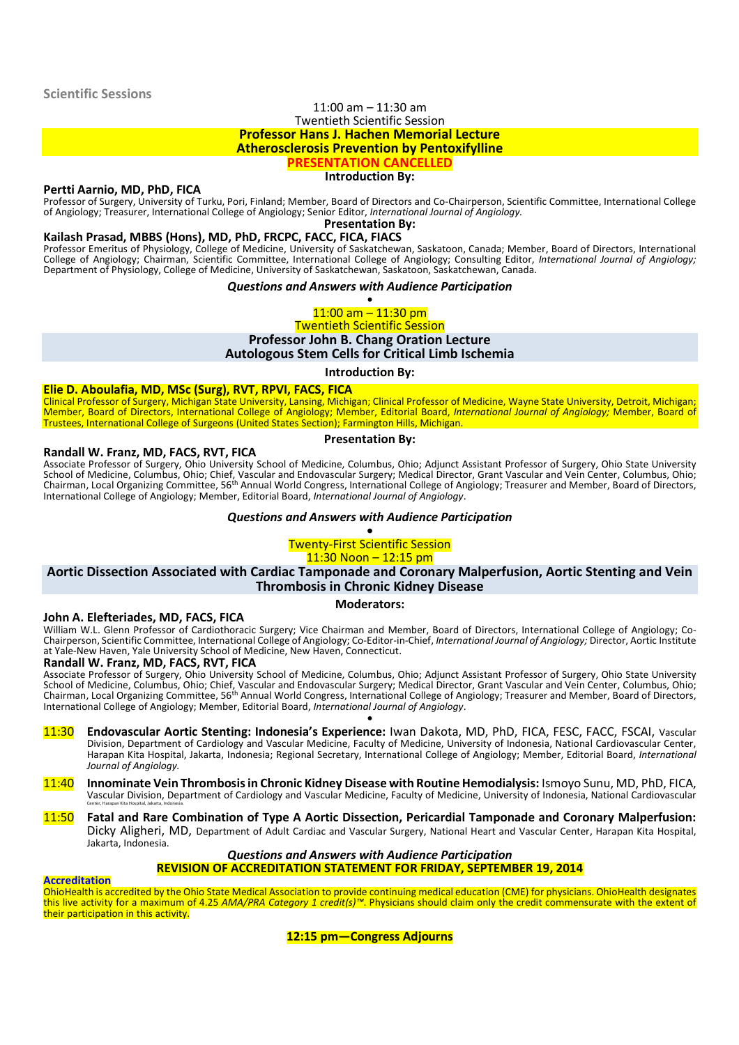## Scientific Sessions

11:00 am – 11:30 am
Twentieth Scientific Session

**Professor Hans J. Hachen Memorial Lecture**
**Atherosclerosis Prevention by Pentoxifylline**
**PRESENTATION CANCELLED**

**Introduction By:**

**Pertti Aarnio, MD, PhD, FICA**
Professor of Surgery, University of Turku, Pori, Finland; Member, Board of Directors and Co-Chairperson, Scientific Committee, International College of Angiology; Treasurer, International College of Angiology; Senior Editor, *International Journal of Angiology.*

**Presentation By:**

**Kailash Prasad, MBBS (Hons), MD, PhD, FRCPC, FACC, FICA, FIACS**
Professor Emeritus of Physiology, College of Medicine, University of Saskatchewan, Saskatoon, Canada; Member, Board of Directors, International College of Angiology; Chairman, Scientific Committee, International College of Angiology; Consulting Editor, *International Journal of Angiology;* Department of Physiology, College of Medicine, University of Saskatchewan, Saskatoon, Saskatchewan, Canada.

***Questions and Answers with Audience Participation***

•

11:00 am – 11:30 pm
Twentieth Scientific Session

**Professor John B. Chang Oration Lecture**
**Autologous Stem Cells for Critical Limb Ischemia**

**Introduction By:**

**Elie D. Aboulafia, MD, MSc (Surg), RVT, RPVI, FACS, FICA**
Clinical Professor of Surgery, Michigan State University, Lansing, Michigan; Clinical Professor of Medicine, Wayne State University, Detroit, Michigan; Member, Board of Directors, International College of Angiology; Member, Editorial Board, *International Journal of Angiology;* Member, Board of Trustees, International College of Surgeons (United States Section); Farmington Hills, Michigan.

**Presentation By:**

**Randall W. Franz, MD, FACS, RVT, FICA**
Associate Professor of Surgery, Ohio University School of Medicine, Columbus, Ohio; Adjunct Assistant Professor of Surgery, Ohio State University School of Medicine, Columbus, Ohio; Chief, Vascular and Endovascular Surgery; Medical Director, Grant Vascular and Vein Center, Columbus, Ohio; Chairman, Local Organizing Committee, 56th Annual World Congress, International College of Angiology; Treasurer and Member, Board of Directors, International College of Angiology; Member, Editorial Board, *International Journal of Angiology*.

***Questions and Answers with Audience Participation***

•

Twenty-First Scientific Session
11:30 Noon – 12:15 pm

**Aortic Dissection Associated with Cardiac Tamponade and Coronary Malperfusion, Aortic Stenting and Vein Thrombosis in Chronic Kidney Disease**

**Moderators:**

**John A. Elefteriades, MD, FACS, FICA**
William W.L. Glenn Professor of Cardiothoracic Surgery; Vice Chairman and Member, Board of Directors, International College of Angiology; Co-Chairperson, Scientific Committee, International College of Angiology; Co-Editor-in-Chief, *International Journal of Angiology;* Director, Aortic Institute at Yale-New Haven, Yale University School of Medicine, New Haven, Connecticut.

**Randall W. Franz, MD, FACS, RVT, FICA**
Associate Professor of Surgery, Ohio University School of Medicine, Columbus, Ohio; Adjunct Assistant Professor of Surgery, Ohio State University School of Medicine, Columbus, Ohio; Chief, Vascular and Endovascular Surgery; Medical Director, Grant Vascular and Vein Center, Columbus, Ohio; Chairman, Local Organizing Committee, 56th Annual World Congress, International College of Angiology; Treasurer and Member, Board of Directors, International College of Angiology; Member, Editorial Board, *International Journal of Angiology*.

•

11:30 **Endovascular Aortic Stenting: Indonesia's Experience:** Iwan Dakota, MD, PhD, FICA, FESC, FACC, FSCAI, Vascular Division, Department of Cardiology and Vascular Medicine, Faculty of Medicine, University of Indonesia, National Cardiovascular Center, Harapan Kita Hospital, Jakarta, Indonesia; Regional Secretary, International College of Angiology; Member, Editorial Board, *International Journal of Angiology.*

11:40 **Innominate Vein Thrombosis in Chronic Kidney Disease with Routine Hemodialysis:** Ismoyo Sunu, MD, PhD, FICA, Vascular Division, Department of Cardiology and Vascular Medicine, Faculty of Medicine, University of Indonesia, National Cardiovascular Center, Harapan Kita Hospital, Jakarta, Indonesia.

11:50 **Fatal and Rare Combination of Type A Aortic Dissection, Pericardial Tamponade and Coronary Malperfusion:** Dicky Aligheri, MD, Department of Adult Cardiac and Vascular Surgery, National Heart and Vascular Center, Harapan Kita Hospital, Jakarta, Indonesia.

***Questions and Answers with Audience Participation***

**REVISION OF ACCREDITATION STATEMENT FOR FRIDAY, SEPTEMBER 19, 2014**

**Accreditation**
OhioHealth is accredited by the Ohio State Medical Association to provide continuing medical education (CME) for physicians. OhioHealth designates this live activity for a maximum of 4.25 *AMA/PRA Category 1 credit(s)™*. Physicians should claim only the credit commensurate with the extent of their participation in this activity.

**12:15 pm—Congress Adjourns**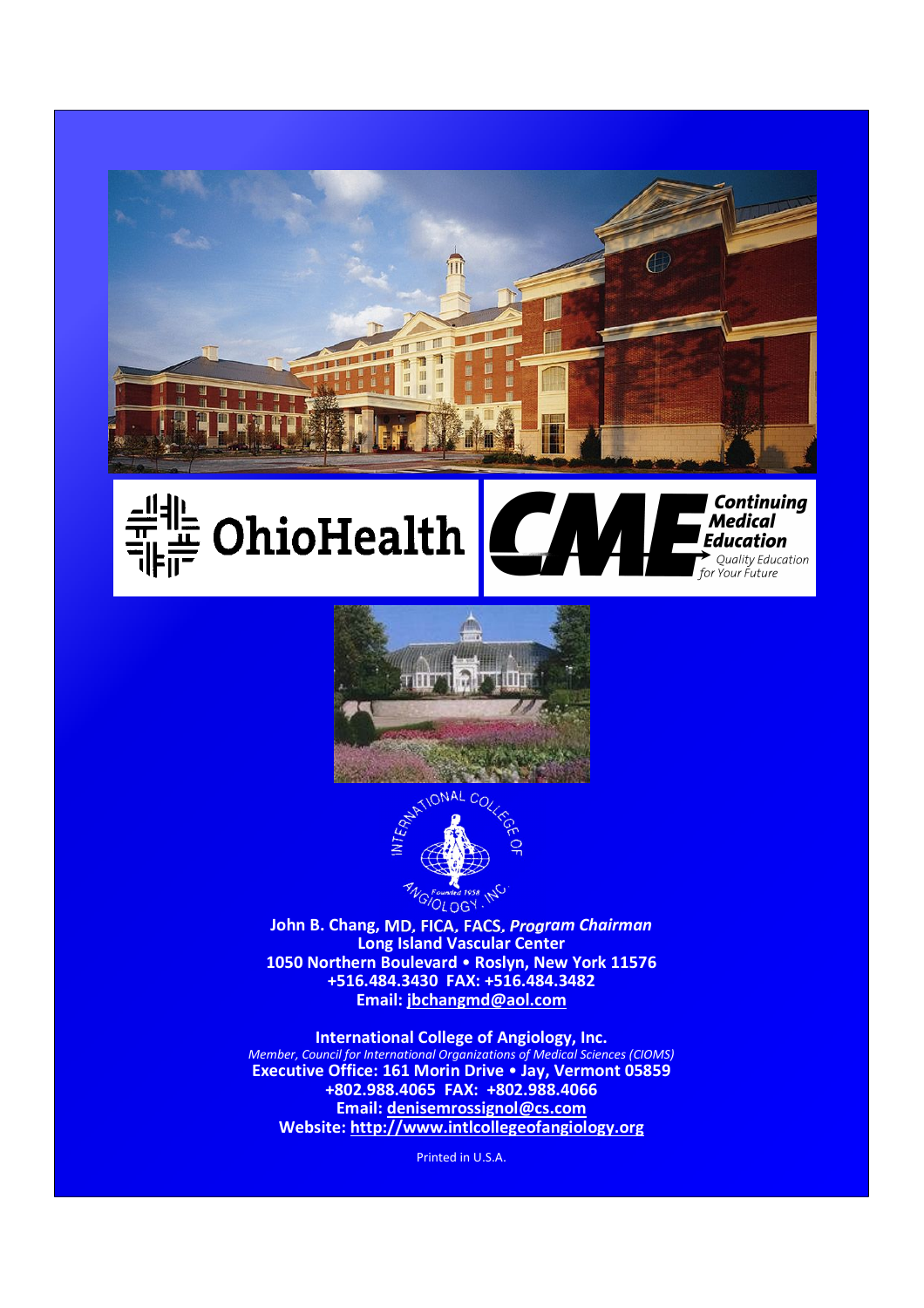OhioHealth

CME Continuing Medical Education

Quality Education for Your Future

INTERNATIONAL COLLEGE OF ANGIOLOGY, INC.
Founded 1958

**John B. Chang, MD, FICA, FACS,** ***Program Chairman***
**Long Island Vascular Center**
**1050 Northern Boulevard • Roslyn, New York 11576**
**+516.484.3430 FAX: +516.484.3482**
**Email: jbchangmd@aol.com**

**International College of Angiology, Inc.**
*Member, Council for International Organizations of Medical Sciences (CIOMS)*
**Executive Office: 161 Morin Drive • Jay, Vermont 05859**
**+802.988.4065 FAX: +802.988.4066**
**Email: denisemrossignol@cs.com**
**Website: http://www.intlcollegeofangiology.org**

Printed in U.S.A.